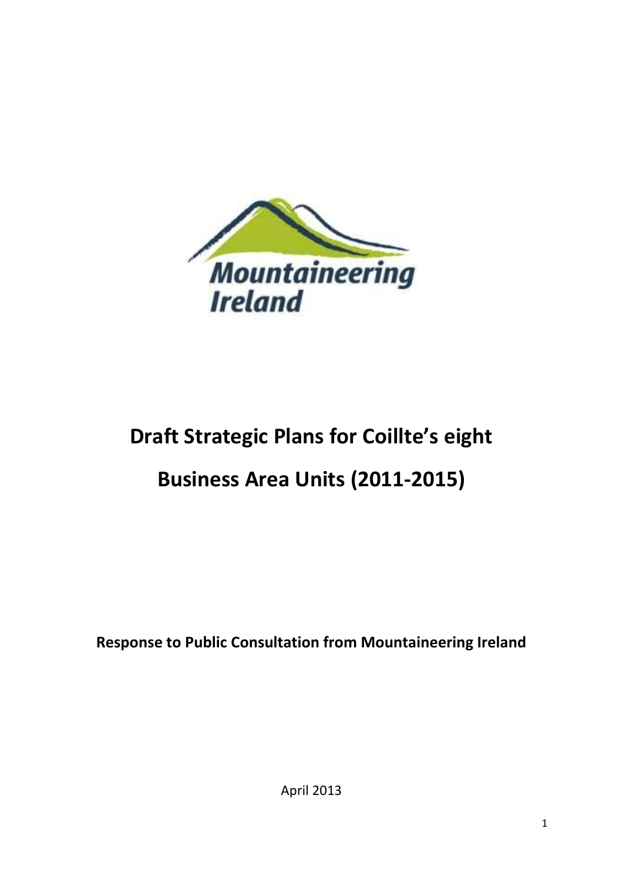Mountaineering Ireland

# Draft Strategic Plans for Coillte's eight Business Area Units (2011-2015)

**Response to Public Consultation from Mountaineering Ireland**

April 2013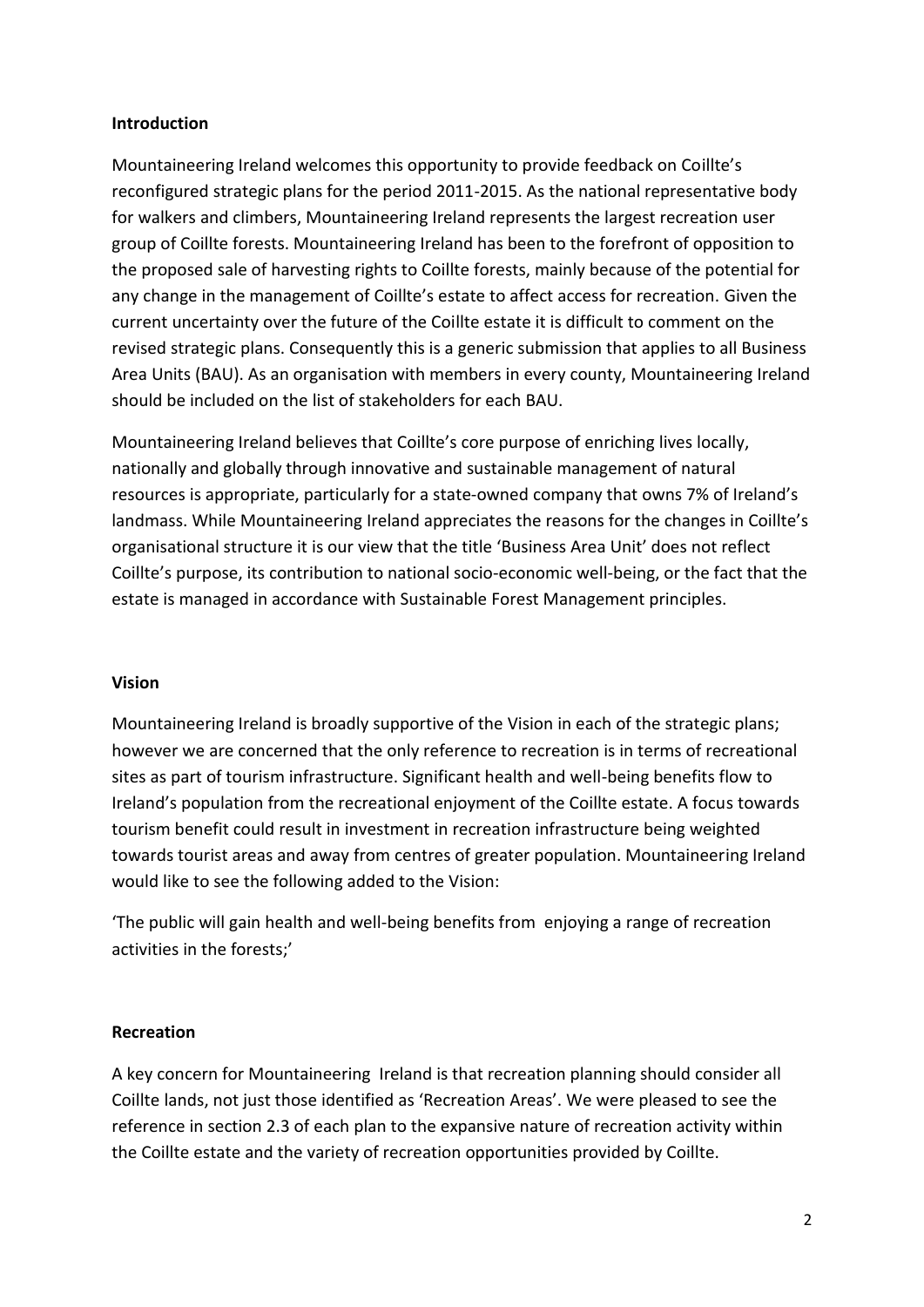**Introduction**

Mountaineering Ireland welcomes this opportunity to provide feedback on Coillte's reconfigured strategic plans for the period 2011-2015. As the national representative body for walkers and climbers, Mountaineering Ireland represents the largest recreation user group of Coillte forests. Mountaineering Ireland has been to the forefront of opposition to the proposed sale of harvesting rights to Coillte forests, mainly because of the potential for any change in the management of Coillte's estate to affect access for recreation. Given the current uncertainty over the future of the Coillte estate it is difficult to comment on the revised strategic plans. Consequently this is a generic submission that applies to all Business Area Units (BAU). As an organisation with members in every county, Mountaineering Ireland should be included on the list of stakeholders for each BAU.

Mountaineering Ireland believes that Coillte's core purpose of enriching lives locally, nationally and globally through innovative and sustainable management of natural resources is appropriate, particularly for a state-owned company that owns 7% of Ireland's landmass. While Mountaineering Ireland appreciates the reasons for the changes in Coillte's organisational structure it is our view that the title 'Business Area Unit' does not reflect Coillte's purpose, its contribution to national socio-economic well-being, or the fact that the estate is managed in accordance with Sustainable Forest Management principles.

**Vision**

Mountaineering Ireland is broadly supportive of the Vision in each of the strategic plans; however we are concerned that the only reference to recreation is in terms of recreational sites as part of tourism infrastructure. Significant health and well-being benefits flow to Ireland's population from the recreational enjoyment of the Coillte estate. A focus towards tourism benefit could result in investment in recreation infrastructure being weighted towards tourist areas and away from centres of greater population. Mountaineering Ireland would like to see the following added to the Vision:

'The public will gain health and well-being benefits from enjoying a range of recreation activities in the forests;'

**Recreation**

A key concern for Mountaineering Ireland is that recreation planning should consider all Coillte lands, not just those identified as 'Recreation Areas'. We were pleased to see the reference in section 2.3 of each plan to the expansive nature of recreation activity within the Coillte estate and the variety of recreation opportunities provided by Coillte.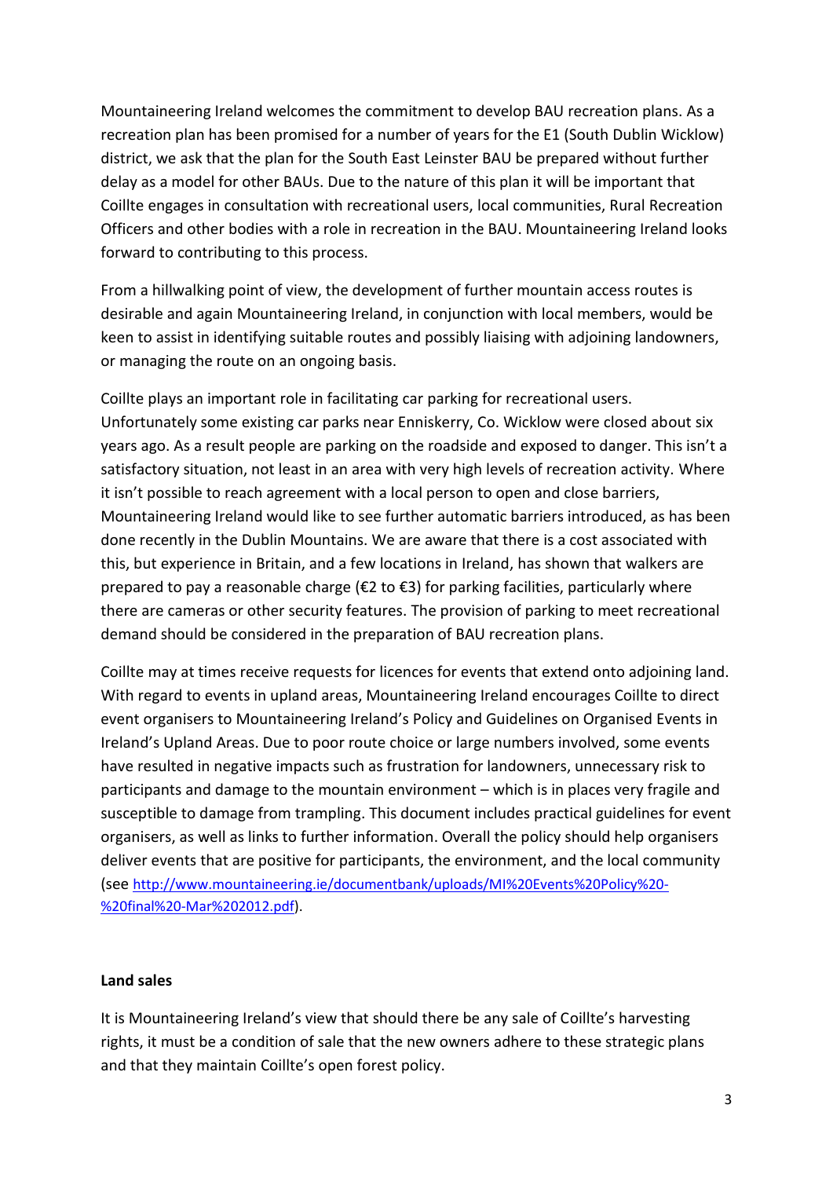Mountaineering Ireland welcomes the commitment to develop BAU recreation plans. As a recreation plan has been promised for a number of years for the E1 (South Dublin Wicklow) district, we ask that the plan for the South East Leinster BAU be prepared without further delay as a model for other BAUs. Due to the nature of this plan it will be important that Coillte engages in consultation with recreational users, local communities, Rural Recreation Officers and other bodies with a role in recreation in the BAU. Mountaineering Ireland looks forward to contributing to this process.

From a hillwalking point of view, the development of further mountain access routes is desirable and again Mountaineering Ireland, in conjunction with local members, would be keen to assist in identifying suitable routes and possibly liaising with adjoining landowners, or managing the route on an ongoing basis.

Coillte plays an important role in facilitating car parking for recreational users. Unfortunately some existing car parks near Enniskerry, Co. Wicklow were closed about six years ago. As a result people are parking on the roadside and exposed to danger. This isn't a satisfactory situation, not least in an area with very high levels of recreation activity. Where it isn't possible to reach agreement with a local person to open and close barriers, Mountaineering Ireland would like to see further automatic barriers introduced, as has been done recently in the Dublin Mountains. We are aware that there is a cost associated with this, but experience in Britain, and a few locations in Ireland, has shown that walkers are prepared to pay a reasonable charge (€2 to €3) for parking facilities, particularly where there are cameras or other security features. The provision of parking to meet recreational demand should be considered in the preparation of BAU recreation plans.

Coillte may at times receive requests for licences for events that extend onto adjoining land. With regard to events in upland areas, Mountaineering Ireland encourages Coillte to direct event organisers to Mountaineering Ireland's Policy and Guidelines on Organised Events in Ireland's Upland Areas. Due to poor route choice or large numbers involved, some events have resulted in negative impacts such as frustration for landowners, unnecessary risk to participants and damage to the mountain environment – which is in places very fragile and susceptible to damage from trampling. This document includes practical guidelines for event organisers, as well as links to further information. Overall the policy should help organisers deliver events that are positive for participants, the environment, and the local community (see http://www.mountaineering.ie/documentbank/uploads/MI%20Events%20Policy%20-%20final%20-Mar%202012.pdf).

**Land sales**

It is Mountaineering Ireland's view that should there be any sale of Coillte's harvesting rights, it must be a condition of sale that the new owners adhere to these strategic plans and that they maintain Coillte's open forest policy.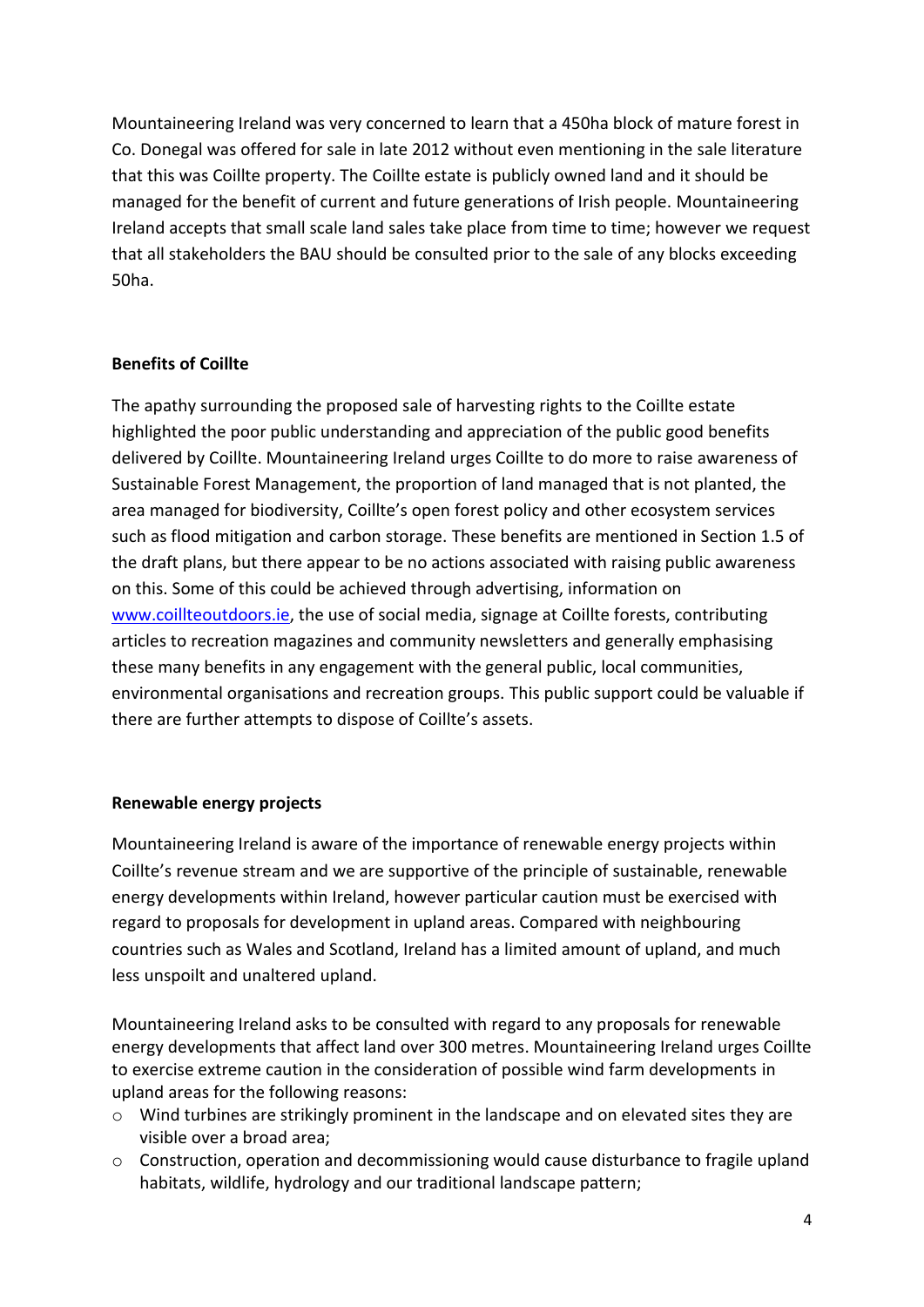Mountaineering Ireland was very concerned to learn that a 450ha block of mature forest in Co. Donegal was offered for sale in late 2012 without even mentioning in the sale literature that this was Coillte property. The Coillte estate is publicly owned land and it should be managed for the benefit of current and future generations of Irish people. Mountaineering Ireland accepts that small scale land sales take place from time to time; however we request that all stakeholders the BAU should be consulted prior to the sale of any blocks exceeding 50ha.

**Benefits of Coillte**

The apathy surrounding the proposed sale of harvesting rights to the Coillte estate highlighted the poor public understanding and appreciation of the public good benefits delivered by Coillte. Mountaineering Ireland urges Coillte to do more to raise awareness of Sustainable Forest Management, the proportion of land managed that is not planted, the area managed for biodiversity, Coillte's open forest policy and other ecosystem services such as flood mitigation and carbon storage. These benefits are mentioned in Section 1.5 of the draft plans, but there appear to be no actions associated with raising public awareness on this. Some of this could be achieved through advertising, information on www.coillteoutdoors.ie, the use of social media, signage at Coillte forests, contributing articles to recreation magazines and community newsletters and generally emphasising these many benefits in any engagement with the general public, local communities, environmental organisations and recreation groups. This public support could be valuable if there are further attempts to dispose of Coillte's assets.

**Renewable energy projects**

Mountaineering Ireland is aware of the importance of renewable energy projects within Coillte's revenue stream and we are supportive of the principle of sustainable, renewable energy developments within Ireland, however particular caution must be exercised with regard to proposals for development in upland areas. Compared with neighbouring countries such as Wales and Scotland, Ireland has a limited amount of upland, and much less unspoilt and unaltered upland.

Mountaineering Ireland asks to be consulted with regard to any proposals for renewable energy developments that affect land over 300 metres. Mountaineering Ireland urges Coillte to exercise extreme caution in the consideration of possible wind farm developments in upland areas for the following reasons:

- Wind turbines are strikingly prominent in the landscape and on elevated sites they are visible over a broad area;
- Construction, operation and decommissioning would cause disturbance to fragile upland habitats, wildlife, hydrology and our traditional landscape pattern;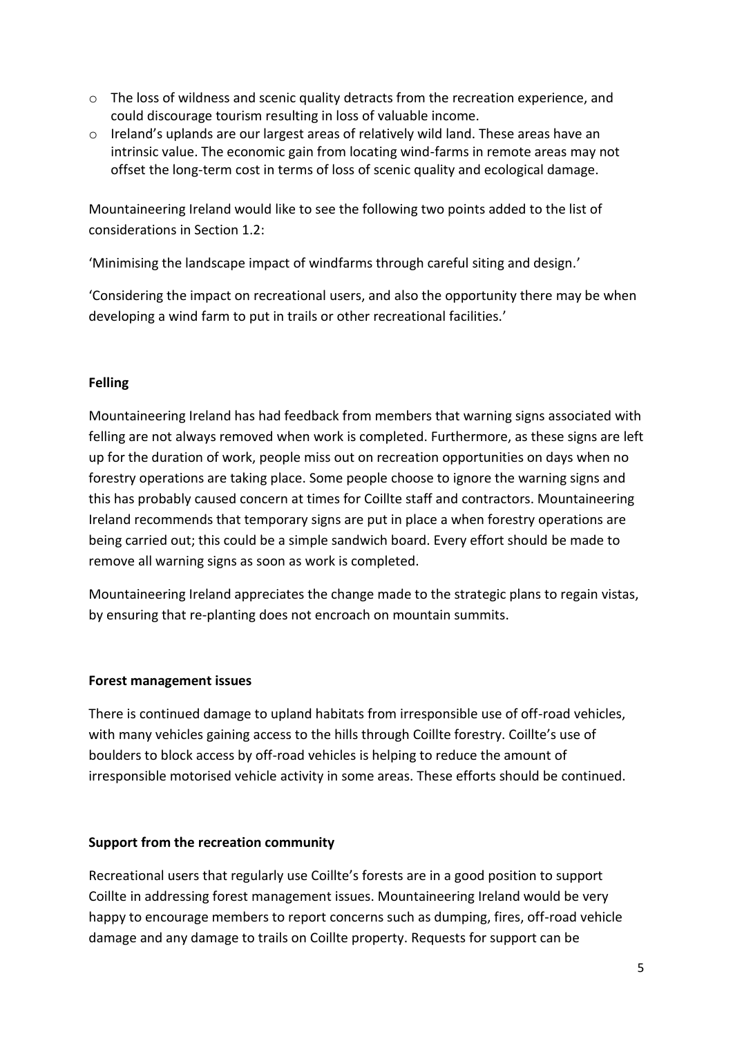- The loss of wildness and scenic quality detracts from the recreation experience, and could discourage tourism resulting in loss of valuable income.
- Ireland's uplands are our largest areas of relatively wild land. These areas have an intrinsic value. The economic gain from locating wind-farms in remote areas may not offset the long-term cost in terms of loss of scenic quality and ecological damage.

Mountaineering Ireland would like to see the following two points added to the list of considerations in Section 1.2:

'Minimising the landscape impact of windfarms through careful siting and design.'

'Considering the impact on recreational users, and also the opportunity there may be when developing a wind farm to put in trails or other recreational facilities.'

**Felling**

Mountaineering Ireland has had feedback from members that warning signs associated with felling are not always removed when work is completed. Furthermore, as these signs are left up for the duration of work, people miss out on recreation opportunities on days when no forestry operations are taking place. Some people choose to ignore the warning signs and this has probably caused concern at times for Coillte staff and contractors. Mountaineering Ireland recommends that temporary signs are put in place a when forestry operations are being carried out; this could be a simple sandwich board. Every effort should be made to remove all warning signs as soon as work is completed.

Mountaineering Ireland appreciates the change made to the strategic plans to regain vistas, by ensuring that re-planting does not encroach on mountain summits.

**Forest management issues**

There is continued damage to upland habitats from irresponsible use of off-road vehicles, with many vehicles gaining access to the hills through Coillte forestry. Coillte's use of boulders to block access by off-road vehicles is helping to reduce the amount of irresponsible motorised vehicle activity in some areas. These efforts should be continued.

**Support from the recreation community**

Recreational users that regularly use Coillte's forests are in a good position to support Coillte in addressing forest management issues. Mountaineering Ireland would be very happy to encourage members to report concerns such as dumping, fires, off-road vehicle damage and any damage to trails on Coillte property. Requests for support can be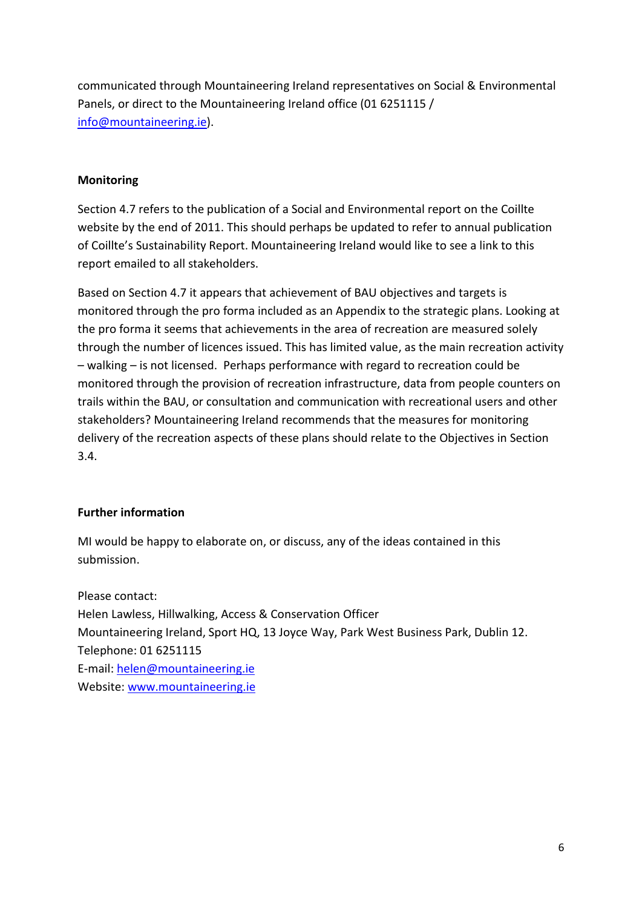communicated through Mountaineering Ireland representatives on Social & Environmental Panels, or direct to the Mountaineering Ireland office (01 6251115 / info@mountaineering.ie).

**Monitoring**

Section 4.7 refers to the publication of a Social and Environmental report on the Coillte website by the end of 2011. This should perhaps be updated to refer to annual publication of Coillte's Sustainability Report. Mountaineering Ireland would like to see a link to this report emailed to all stakeholders.

Based on Section 4.7 it appears that achievement of BAU objectives and targets is monitored through the pro forma included as an Appendix to the strategic plans. Looking at the pro forma it seems that achievements in the area of recreation are measured solely through the number of licences issued. This has limited value, as the main recreation activity – walking – is not licensed. Perhaps performance with regard to recreation could be monitored through the provision of recreation infrastructure, data from people counters on trails within the BAU, or consultation and communication with recreational users and other stakeholders? Mountaineering Ireland recommends that the measures for monitoring delivery of the recreation aspects of these plans should relate to the Objectives in Section 3.4.

**Further information**

MI would be happy to elaborate on, or discuss, any of the ideas contained in this submission.

Please contact:
Helen Lawless, Hillwalking, Access & Conservation Officer
Mountaineering Ireland, Sport HQ, 13 Joyce Way, Park West Business Park, Dublin 12.
Telephone: 01 6251115
E-mail: helen@mountaineering.ie
Website: www.mountaineering.ie